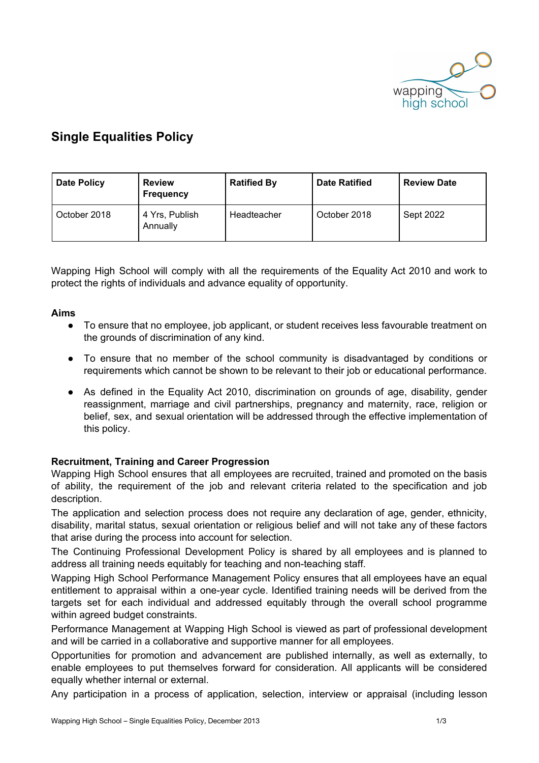# Single Equalities Policy

| Date Policy | Review Frequency | Ratified By | Date Ratified | Review Date |
| --- | --- | --- | --- | --- |
| October 2018 | 4 Yrs, Publish Annually | Headteacher | October 2018 | Sept 2022 |

Wapping High School will comply with all the requirements of the Equality Act 2010 and work to protect the rights of individuals and advance equality of opportunity.

**Aims**

- To ensure that no employee, job applicant, or student receives less favourable treatment on the grounds of discrimination of any kind.
- To ensure that no member of the school community is disadvantaged by conditions or requirements which cannot be shown to be relevant to their job or educational performance.
- As defined in the Equality Act 2010, discrimination on grounds of age, disability, gender reassignment, marriage and civil partnerships, pregnancy and maternity, race, religion or belief, sex, and sexual orientation will be addressed through the effective implementation of this policy.

**Recruitment, Training and Career Progression**

Wapping High School ensures that all employees are recruited, trained and promoted on the basis of ability, the requirement of the job and relevant criteria related to the specification and job description.

The application and selection process does not require any declaration of age, gender, ethnicity, disability, marital status, sexual orientation or religious belief and will not take any of these factors that arise during the process into account for selection.

The Continuing Professional Development Policy is shared by all employees and is planned to address all training needs equitably for teaching and non-teaching staff.

Wapping High School Performance Management Policy ensures that all employees have an equal entitlement to appraisal within a one-year cycle. Identified training needs will be derived from the targets set for each individual and addressed equitably through the overall school programme within agreed budget constraints.

Performance Management at Wapping High School is viewed as part of professional development and will be carried in a collaborative and supportive manner for all employees.

Opportunities for promotion and advancement are published internally, as well as externally, to enable employees to put themselves forward for consideration. All applicants will be considered equally whether internal or external.

Any participation in a process of application, selection, interview or appraisal (including lesson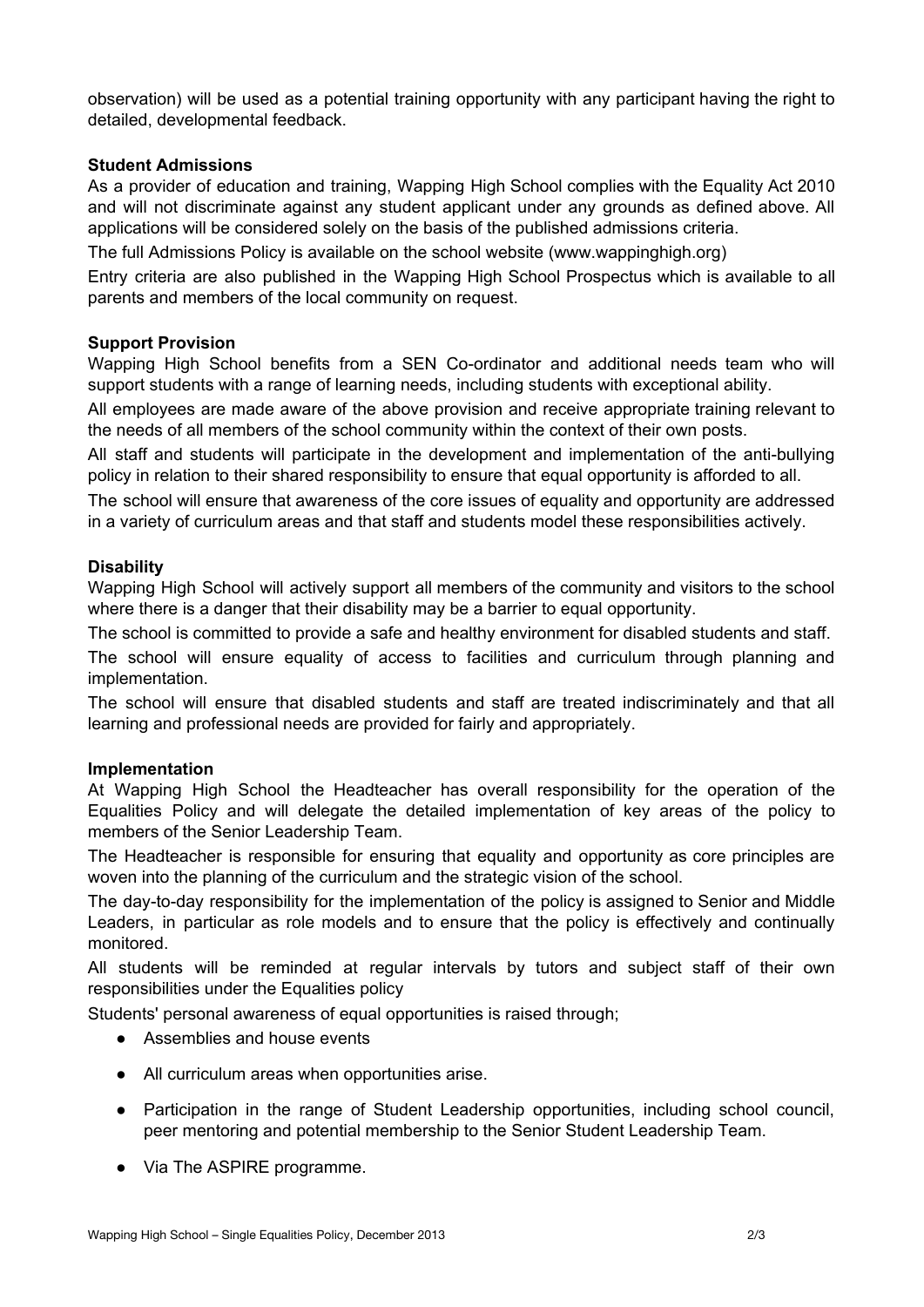observation) will be used as a potential training opportunity with any participant having the right to detailed, developmental feedback.

**Student Admissions**

As a provider of education and training, Wapping High School complies with the Equality Act 2010 and will not discriminate against any student applicant under any grounds as defined above. All applications will be considered solely on the basis of the published admissions criteria.

The full Admissions Policy is available on the school website (www.wappinghigh.org)

Entry criteria are also published in the Wapping High School Prospectus which is available to all parents and members of the local community on request.

**Support Provision**

Wapping High School benefits from a SEN Co-ordinator and additional needs team who will support students with a range of learning needs, including students with exceptional ability.

All employees are made aware of the above provision and receive appropriate training relevant to the needs of all members of the school community within the context of their own posts.

All staff and students will participate in the development and implementation of the anti-bullying policy in relation to their shared responsibility to ensure that equal opportunity is afforded to all.

The school will ensure that awareness of the core issues of equality and opportunity are addressed in a variety of curriculum areas and that staff and students model these responsibilities actively.

**Disability**

Wapping High School will actively support all members of the community and visitors to the school where there is a danger that their disability may be a barrier to equal opportunity.

The school is committed to provide a safe and healthy environment for disabled students and staff.

The school will ensure equality of access to facilities and curriculum through planning and implementation.

The school will ensure that disabled students and staff are treated indiscriminately and that all learning and professional needs are provided for fairly and appropriately.

**Implementation**

At Wapping High School the Headteacher has overall responsibility for the operation of the Equalities Policy and will delegate the detailed implementation of key areas of the policy to members of the Senior Leadership Team.

The Headteacher is responsible for ensuring that equality and opportunity as core principles are woven into the planning of the curriculum and the strategic vision of the school.

The day-to-day responsibility for the implementation of the policy is assigned to Senior and Middle Leaders, in particular as role models and to ensure that the policy is effectively and continually monitored.

All students will be reminded at regular intervals by tutors and subject staff of their own responsibilities under the Equalities policy

Students' personal awareness of equal opportunities is raised through;

- Assemblies and house events
- All curriculum areas when opportunities arise.
- Participation in the range of Student Leadership opportunities, including school council, peer mentoring and potential membership to the Senior Student Leadership Team.
- Via The ASPIRE programme.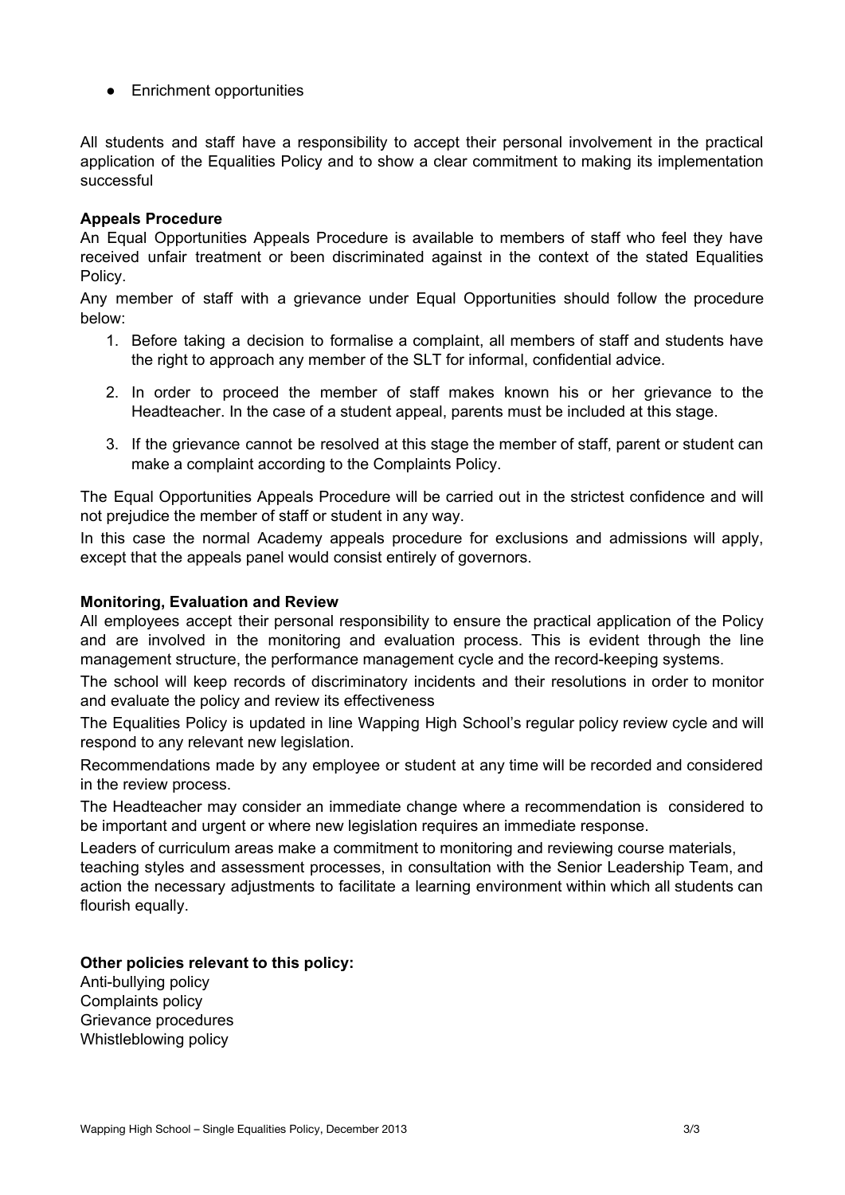- Enrichment opportunities

All students and staff have a responsibility to accept their personal involvement in the practical application of the Equalities Policy and to show a clear commitment to making its implementation successful

**Appeals Procedure**

An Equal Opportunities Appeals Procedure is available to members of staff who feel they have received unfair treatment or been discriminated against in the context of the stated Equalities Policy.

Any member of staff with a grievance under Equal Opportunities should follow the procedure below:

1. Before taking a decision to formalise a complaint, all members of staff and students have the right to approach any member of the SLT for informal, confidential advice.
2. In order to proceed the member of staff makes known his or her grievance to the Headteacher. In the case of a student appeal, parents must be included at this stage.
3. If the grievance cannot be resolved at this stage the member of staff, parent or student can make a complaint according to the Complaints Policy.

The Equal Opportunities Appeals Procedure will be carried out in the strictest confidence and will not prejudice the member of staff or student in any way.

In this case the normal Academy appeals procedure for exclusions and admissions will apply, except that the appeals panel would consist entirely of governors.

**Monitoring, Evaluation and Review**

All employees accept their personal responsibility to ensure the practical application of the Policy and are involved in the monitoring and evaluation process. This is evident through the line management structure, the performance management cycle and the record-keeping systems.

The school will keep records of discriminatory incidents and their resolutions in order to monitor and evaluate the policy and review its effectiveness

The Equalities Policy is updated in line Wapping High School's regular policy review cycle and will respond to any relevant new legislation.

Recommendations made by any employee or student at any time will be recorded and considered in the review process.

The Headteacher may consider an immediate change where a recommendation is considered to be important and urgent or where new legislation requires an immediate response.

Leaders of curriculum areas make a commitment to monitoring and reviewing course materials, teaching styles and assessment processes, in consultation with the Senior Leadership Team, and action the necessary adjustments to facilitate a learning environment within which all students can flourish equally.

**Other policies relevant to this policy:**

Anti-bullying policy
Complaints policy
Grievance procedures
Whistleblowing policy